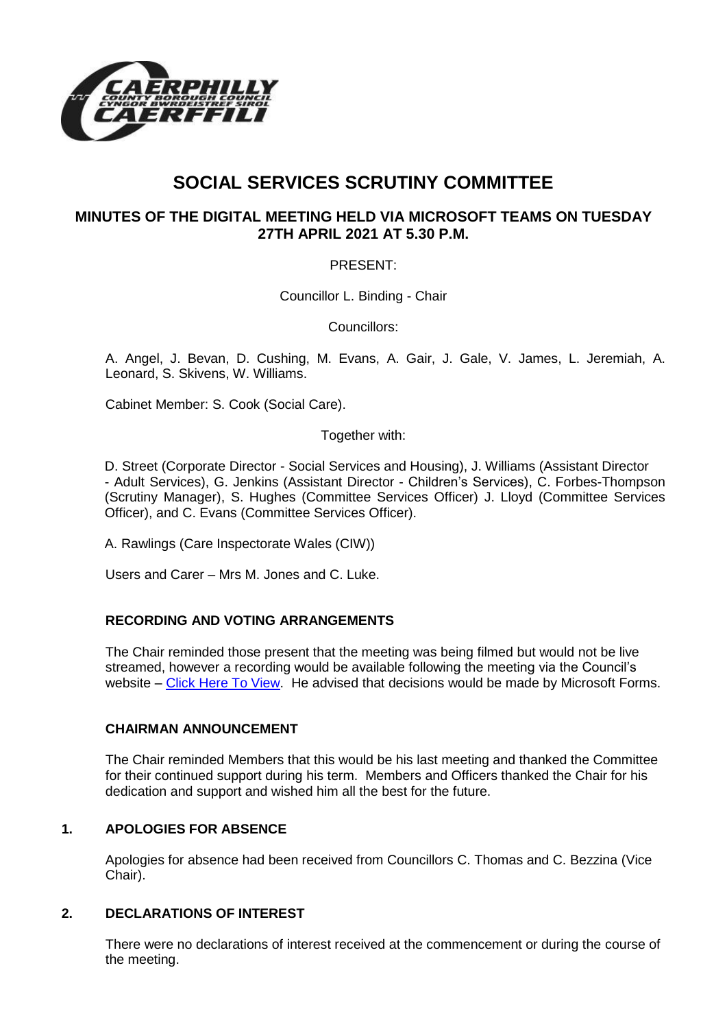# SOCIAL SERVICES SCRUTINY COMMITTEE

## MINUTES OF THE DIGITAL MEETING HELD VIA MICROSOFT TEAMS ON TUESDAY 27TH APRIL 2021 AT 5.30 P.M.

PRESENT:

Councillor L. Binding - Chair

Councillors:

A. Angel, J. Bevan, D. Cushing, M. Evans, A. Gair, J. Gale, V. James, L. Jeremiah, A. Leonard, S. Skivens, W. Williams.

Cabinet Member: S. Cook (Social Care).

Together with:

D. Street (Corporate Director - Social Services and Housing), J. Williams (Assistant Director - Adult Services), G. Jenkins (Assistant Director - Children's Services), C. Forbes-Thompson (Scrutiny Manager), S. Hughes (Committee Services Officer) J. Lloyd (Committee Services Officer), and C. Evans (Committee Services Officer).

A. Rawlings (Care Inspectorate Wales (CIW))

Users and Carer – Mrs M. Jones and C. Luke.

### RECORDING AND VOTING ARRANGEMENTS

The Chair reminded those present that the meeting was being filmed but would not be live streamed, however a recording would be available following the meeting via the Council's website – Click Here To View. He advised that decisions would be made by Microsoft Forms.

### CHAIRMAN ANNOUNCEMENT

The Chair reminded Members that this would be his last meeting and thanked the Committee for their continued support during his term. Members and Officers thanked the Chair for his dedication and support and wished him all the best for the future.

### 1. APOLOGIES FOR ABSENCE

Apologies for absence had been received from Councillors C. Thomas and C. Bezzina (Vice Chair).

### 2. DECLARATIONS OF INTEREST

There were no declarations of interest received at the commencement or during the course of the meeting.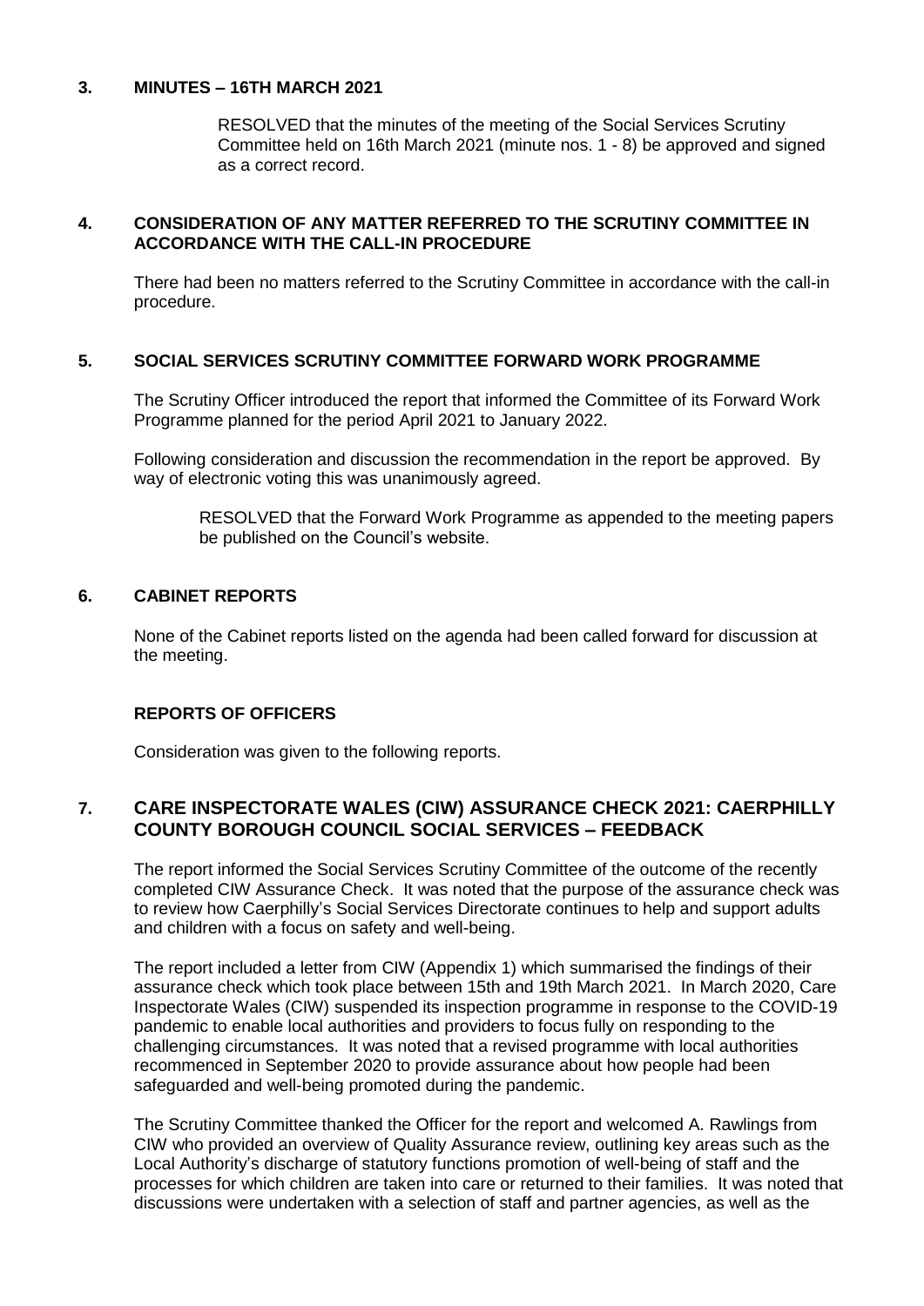### 3. MINUTES – 16TH MARCH 2021

RESOLVED that the minutes of the meeting of the Social Services Scrutiny Committee held on 16th March 2021 (minute nos. 1 - 8) be approved and signed as a correct record.

### 4. CONSIDERATION OF ANY MATTER REFERRED TO THE SCRUTINY COMMITTEE IN ACCORDANCE WITH THE CALL-IN PROCEDURE

There had been no matters referred to the Scrutiny Committee in accordance with the call-in procedure.

### 5. SOCIAL SERVICES SCRUTINY COMMITTEE FORWARD WORK PROGRAMME

The Scrutiny Officer introduced the report that informed the Committee of its Forward Work Programme planned for the period April 2021 to January 2022.

Following consideration and discussion the recommendation in the report be approved. By way of electronic voting this was unanimously agreed.

RESOLVED that the Forward Work Programme as appended to the meeting papers be published on the Council's website.

### 6. CABINET REPORTS

None of the Cabinet reports listed on the agenda had been called forward for discussion at the meeting.

### REPORTS OF OFFICERS

Consideration was given to the following reports.

### 7. CARE INSPECTORATE WALES (CIW) ASSURANCE CHECK 2021: CAERPHILLY COUNTY BOROUGH COUNCIL SOCIAL SERVICES – FEEDBACK

The report informed the Social Services Scrutiny Committee of the outcome of the recently completed CIW Assurance Check. It was noted that the purpose of the assurance check was to review how Caerphilly's Social Services Directorate continues to help and support adults and children with a focus on safety and well-being.

The report included a letter from CIW (Appendix 1) which summarised the findings of their assurance check which took place between 15th and 19th March 2021. In March 2020, Care Inspectorate Wales (CIW) suspended its inspection programme in response to the COVID-19 pandemic to enable local authorities and providers to focus fully on responding to the challenging circumstances. It was noted that a revised programme with local authorities recommenced in September 2020 to provide assurance about how people had been safeguarded and well-being promoted during the pandemic.

The Scrutiny Committee thanked the Officer for the report and welcomed A. Rawlings from CIW who provided an overview of Quality Assurance review, outlining key areas such as the Local Authority's discharge of statutory functions promotion of well-being of staff and the processes for which children are taken into care or returned to their families. It was noted that discussions were undertaken with a selection of staff and partner agencies, as well as the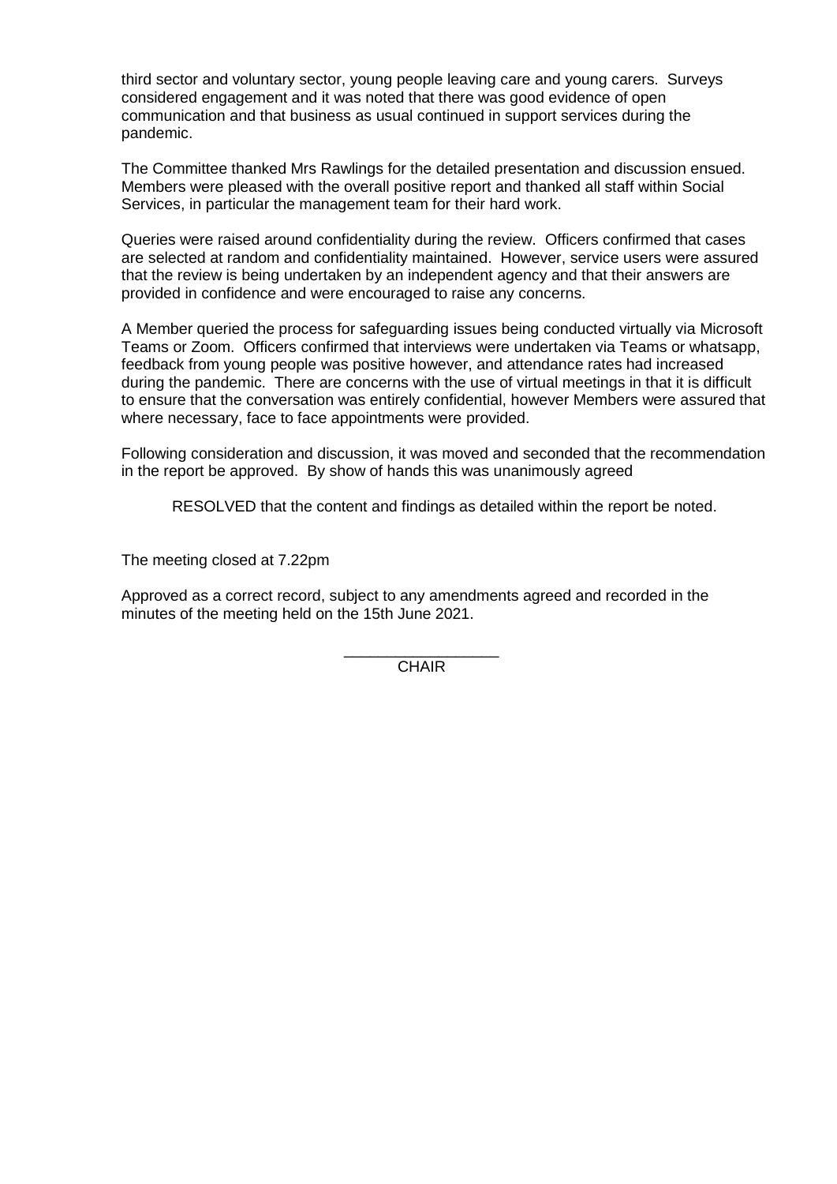third sector and voluntary sector, young people leaving care and young carers. Surveys considered engagement and it was noted that there was good evidence of open communication and that business as usual continued in support services during the pandemic.

The Committee thanked Mrs Rawlings for the detailed presentation and discussion ensued. Members were pleased with the overall positive report and thanked all staff within Social Services, in particular the management team for their hard work.

Queries were raised around confidentiality during the review. Officers confirmed that cases are selected at random and confidentiality maintained. However, service users were assured that the review is being undertaken by an independent agency and that their answers are provided in confidence and were encouraged to raise any concerns.

A Member queried the process for safeguarding issues being conducted virtually via Microsoft Teams or Zoom. Officers confirmed that interviews were undertaken via Teams or whatsapp, feedback from young people was positive however, and attendance rates had increased during the pandemic. There are concerns with the use of virtual meetings in that it is difficult to ensure that the conversation was entirely confidential, however Members were assured that where necessary, face to face appointments were provided.

Following consideration and discussion, it was moved and seconded that the recommendation in the report be approved. By show of hands this was unanimously agreed

RESOLVED that the content and findings as detailed within the report be noted.

The meeting closed at 7.22pm

Approved as a correct record, subject to any amendments agreed and recorded in the minutes of the meeting held on the 15th June 2021.

\_\_\_\_\_\_\_\_\_\_\_\_\_\_\_\_\_\_

CHAIR